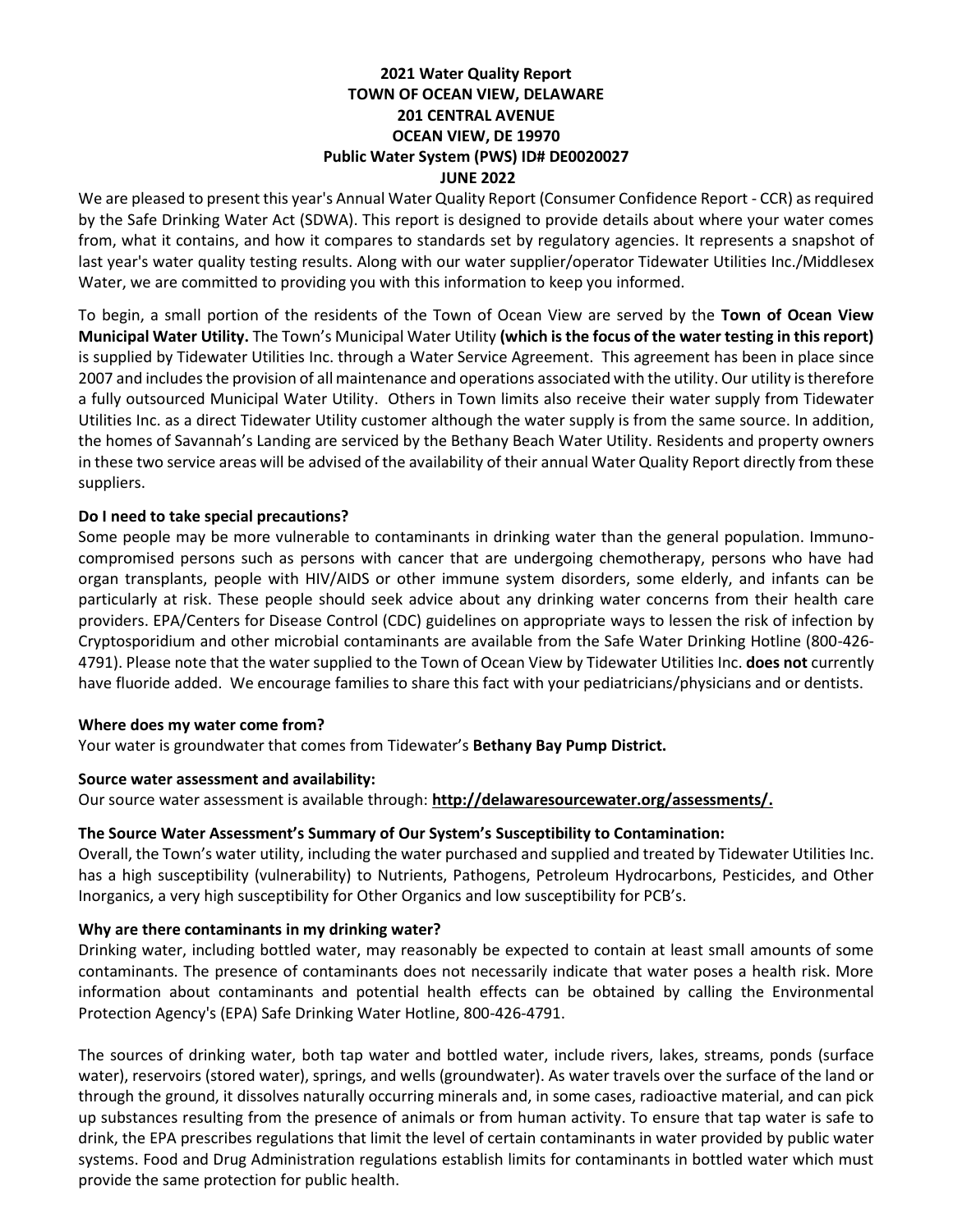# 2021 Water Quality Report
# TOWN OF OCEAN VIEW, DELAWARE
# 201 CENTRAL AVENUE
# OCEAN VIEW, DE 19970
# Public Water System (PWS) ID# DE0020027
# JUNE 2022

We are pleased to present this year's Annual Water Quality Report (Consumer Confidence Report - CCR) as required by the Safe Drinking Water Act (SDWA). This report is designed to provide details about where your water comes from, what it contains, and how it compares to standards set by regulatory agencies. It represents a snapshot of last year's water quality testing results. Along with our water supplier/operator Tidewater Utilities Inc./Middlesex Water, we are committed to providing you with this information to keep you informed.

To begin, a small portion of the residents of the Town of Ocean View are served by the **Town of Ocean View Municipal Water Utility.** The Town's Municipal Water Utility **(which is the focus of the water testing in this report)** is supplied by Tidewater Utilities Inc. through a Water Service Agreement. This agreement has been in place since 2007 and includes the provision of all maintenance and operations associated with the utility. Our utility is therefore a fully outsourced Municipal Water Utility. Others in Town limits also receive their water supply from Tidewater Utilities Inc. as a direct Tidewater Utility customer although the water supply is from the same source. In addition, the homes of Savannah's Landing are serviced by the Bethany Beach Water Utility. Residents and property owners in these two service areas will be advised of the availability of their annual Water Quality Report directly from these suppliers.

### Do I need to take special precautions?

Some people may be more vulnerable to contaminants in drinking water than the general population. Immuno-compromised persons such as persons with cancer that are undergoing chemotherapy, persons who have had organ transplants, people with HIV/AIDS or other immune system disorders, some elderly, and infants can be particularly at risk. These people should seek advice about any drinking water concerns from their health care providers. EPA/Centers for Disease Control (CDC) guidelines on appropriate ways to lessen the risk of infection by Cryptosporidium and other microbial contaminants are available from the Safe Water Drinking Hotline (800-426-4791). Please note that the water supplied to the Town of Ocean View by Tidewater Utilities Inc. **does not** currently have fluoride added. We encourage families to share this fact with your pediatricians/physicians and or dentists.

### Where does my water come from?

Your water is groundwater that comes from Tidewater's **Bethany Bay Pump District.**

### Source water assessment and availability:

Our source water assessment is available through: **http://delawaresourcewater.org/assessments/.**

### The Source Water Assessment's Summary of Our System's Susceptibility to Contamination:

Overall, the Town's water utility, including the water purchased and supplied and treated by Tidewater Utilities Inc. has a high susceptibility (vulnerability) to Nutrients, Pathogens, Petroleum Hydrocarbons, Pesticides, and Other Inorganics, a very high susceptibility for Other Organics and low susceptibility for PCB's.

### Why are there contaminants in my drinking water?

Drinking water, including bottled water, may reasonably be expected to contain at least small amounts of some contaminants. The presence of contaminants does not necessarily indicate that water poses a health risk. More information about contaminants and potential health effects can be obtained by calling the Environmental Protection Agency's (EPA) Safe Drinking Water Hotline, 800-426-4791.

The sources of drinking water, both tap water and bottled water, include rivers, lakes, streams, ponds (surface water), reservoirs (stored water), springs, and wells (groundwater). As water travels over the surface of the land or through the ground, it dissolves naturally occurring minerals and, in some cases, radioactive material, and can pick up substances resulting from the presence of animals or from human activity. To ensure that tap water is safe to drink, the EPA prescribes regulations that limit the level of certain contaminants in water provided by public water systems. Food and Drug Administration regulations establish limits for contaminants in bottled water which must provide the same protection for public health.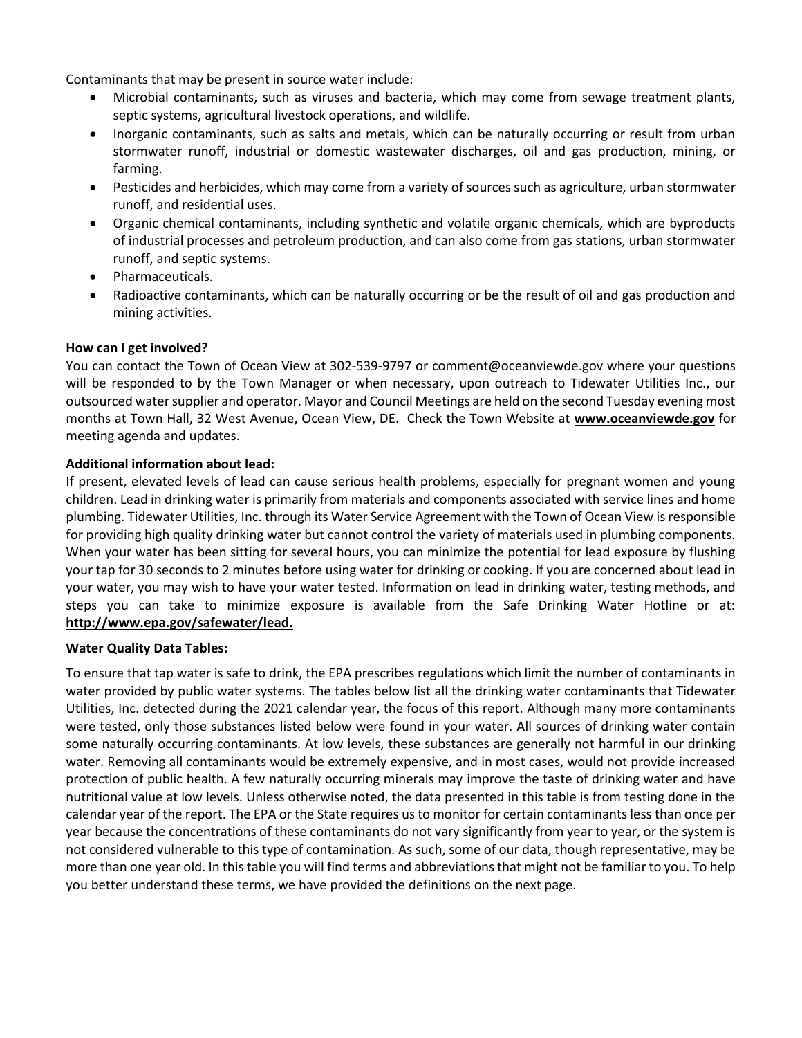Contaminants that may be present in source water include:

- Microbial contaminants, such as viruses and bacteria, which may come from sewage treatment plants, septic systems, agricultural livestock operations, and wildlife.
- Inorganic contaminants, such as salts and metals, which can be naturally occurring or result from urban stormwater runoff, industrial or domestic wastewater discharges, oil and gas production, mining, or farming.
- Pesticides and herbicides, which may come from a variety of sources such as agriculture, urban stormwater runoff, and residential uses.
- Organic chemical contaminants, including synthetic and volatile organic chemicals, which are byproducts of industrial processes and petroleum production, and can also come from gas stations, urban stormwater runoff, and septic systems.
- Pharmaceuticals.
- Radioactive contaminants, which can be naturally occurring or be the result of oil and gas production and mining activities.

**How can I get involved?**

You can contact the Town of Ocean View at 302-539-9797 or comment@oceanviewde.gov where your questions will be responded to by the Town Manager or when necessary, upon outreach to Tidewater Utilities Inc., our outsourced water supplier and operator. Mayor and Council Meetings are held on the second Tuesday evening most months at Town Hall, 32 West Avenue, Ocean View, DE. Check the Town Website at **www.oceanviewde.gov** for meeting agenda and updates.

**Additional information about lead:**

If present, elevated levels of lead can cause serious health problems, especially for pregnant women and young children. Lead in drinking water is primarily from materials and components associated with service lines and home plumbing. Tidewater Utilities, Inc. through its Water Service Agreement with the Town of Ocean View is responsible for providing high quality drinking water but cannot control the variety of materials used in plumbing components. When your water has been sitting for several hours, you can minimize the potential for lead exposure by flushing your tap for 30 seconds to 2 minutes before using water for drinking or cooking. If you are concerned about lead in your water, you may wish to have your water tested. Information on lead in drinking water, testing methods, and steps you can take to minimize exposure is available from the Safe Drinking Water Hotline or at: **http://www.epa.gov/safewater/lead.**

**Water Quality Data Tables:**

To ensure that tap water is safe to drink, the EPA prescribes regulations which limit the number of contaminants in water provided by public water systems. The tables below list all the drinking water contaminants that Tidewater Utilities, Inc. detected during the 2021 calendar year, the focus of this report. Although many more contaminants were tested, only those substances listed below were found in your water. All sources of drinking water contain some naturally occurring contaminants. At low levels, these substances are generally not harmful in our drinking water. Removing all contaminants would be extremely expensive, and in most cases, would not provide increased protection of public health. A few naturally occurring minerals may improve the taste of drinking water and have nutritional value at low levels. Unless otherwise noted, the data presented in this table is from testing done in the calendar year of the report. The EPA or the State requires us to monitor for certain contaminants less than once per year because the concentrations of these contaminants do not vary significantly from year to year, or the system is not considered vulnerable to this type of contamination. As such, some of our data, though representative, may be more than one year old. In this table you will find terms and abbreviations that might not be familiar to you. To help you better understand these terms, we have provided the definitions on the next page.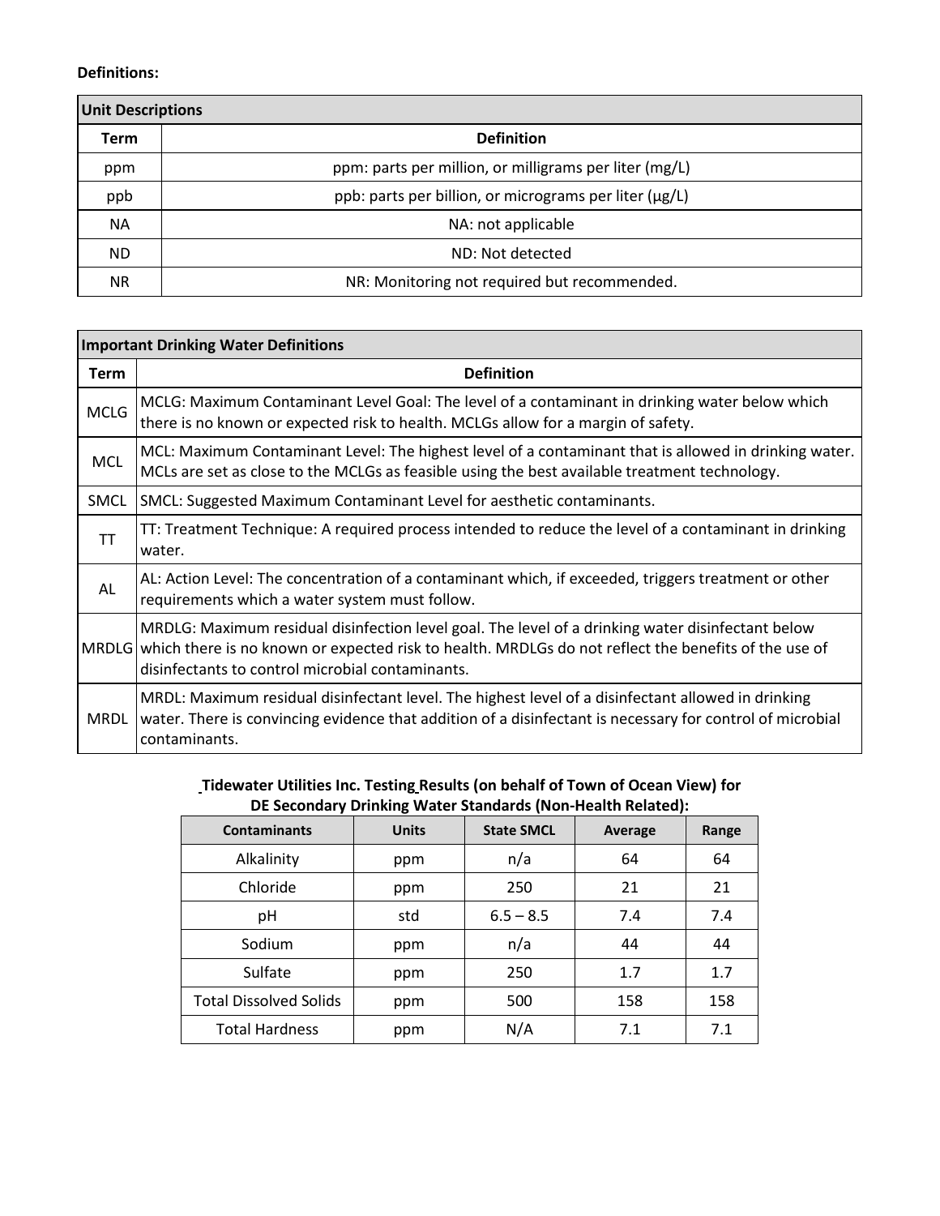**Definitions:**

| Unit Descriptions | |
|---|---|
| **Term** | **Definition** |
| ppm | ppm: parts per million, or milligrams per liter (mg/L) |
| ppb | ppb: parts per billion, or micrograms per liter (μg/L) |
| NA | NA: not applicable |
| ND | ND: Not detected |
| NR | NR: Monitoring not required but recommended. |

| Important Drinking Water Definitions | |
|---|---|
| **Term** | **Definition** |
| MCLG | MCLG: Maximum Contaminant Level Goal: The level of a contaminant in drinking water below which there is no known or expected risk to health. MCLGs allow for a margin of safety. |
| MCL | MCL: Maximum Contaminant Level: The highest level of a contaminant that is allowed in drinking water. MCLs are set as close to the MCLGs as feasible using the best available treatment technology. |
| SMCL | SMCL: Suggested Maximum Contaminant Level for aesthetic contaminants. |
| TT | TT: Treatment Technique: A required process intended to reduce the level of a contaminant in drinking water. |
| AL | AL: Action Level: The concentration of a contaminant which, if exceeded, triggers treatment or other requirements which a water system must follow. |
| MRDLG | MRDLG: Maximum residual disinfection level goal. The level of a drinking water disinfectant below which there is no known or expected risk to health. MRDLGs do not reflect the benefits of the use of disinfectants to control microbial contaminants. |
| MRDL | MRDL: Maximum residual disinfectant level. The highest level of a disinfectant allowed in drinking water. There is convincing evidence that addition of a disinfectant is necessary for control of microbial contaminants. |

**Tidewater Utilities Inc. Testing Results (on behalf of Town of Ocean View) for DE Secondary Drinking Water Standards (Non-Health Related):**

| Contaminants | Units | State SMCL | Average | Range |
|---|---|---|---|---|
| Alkalinity | ppm | n/a | 64 | 64 |
| Chloride | ppm | 250 | 21 | 21 |
| pH | std | 6.5 – 8.5 | 7.4 | 7.4 |
| Sodium | ppm | n/a | 44 | 44 |
| Sulfate | ppm | 250 | 1.7 | 1.7 |
| Total Dissolved Solids | ppm | 500 | 158 | 158 |
| Total Hardness | ppm | N/A | 7.1 | 7.1 |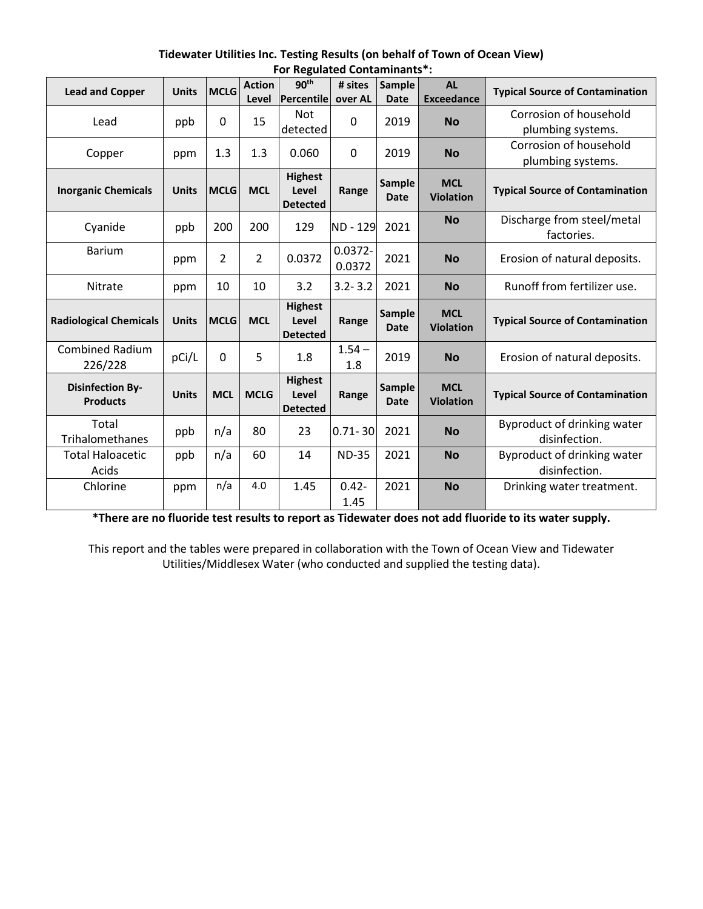**Tidewater Utilities Inc. Testing Results (on behalf of Town of Ocean View)**
**For Regulated Contaminants*:**

| Lead and Copper | Units | MCLG | Action Level | 90th Percentile | # sites over AL | Sample Date | AL Exceedance | Typical Source of Contamination |
|---|---|---|---|---|---|---|---|---|
| Lead | ppb | 0 | 15 | Not detected | 0 | 2019 | **No** | Corrosion of household plumbing systems. |
| Copper | ppm | 1.3 | 1.3 | 0.060 | 0 | 2019 | **No** | Corrosion of household plumbing systems. |
| **Inorganic Chemicals** | **Units** | **MCLG** | **MCL** | **Highest Level Detected** | **Range** | **Sample Date** | **MCL Violation** | **Typical Source of Contamination** |
| Cyanide | ppb | 200 | 200 | 129 | ND - 129 | 2021 | **No** | Discharge from steel/metal factories. |
| Barium | ppm | 2 | 2 | 0.0372 | 0.0372-0.0372 | 2021 | **No** | Erosion of natural deposits. |
| Nitrate | ppm | 10 | 10 | 3.2 | 3.2- 3.2 | 2021 | **No** | Runoff from fertilizer use. |
| **Radiological Chemicals** | **Units** | **MCLG** | **MCL** | **Highest Level Detected** | **Range** | **Sample Date** | **MCL Violation** | **Typical Source of Contamination** |
| Combined Radium 226/228 | pCi/L | 0 | 5 | 1.8 | 1.54 – 1.8 | 2019 | **No** | Erosion of natural deposits. |
| **Disinfection By-Products** | **Units** | **MCL** | **MCLG** | **Highest Level Detected** | **Range** | **Sample Date** | **MCL Violation** | **Typical Source of Contamination** |
| Total Trihalomethanes | ppb | n/a | 80 | 23 | 0.71- 30 | 2021 | **No** | Byproduct of drinking water disinfection. |
| Total Haloacetic Acids | ppb | n/a | 60 | 14 | ND-35 | 2021 | **No** | Byproduct of drinking water disinfection. |
| Chlorine | ppm | n/a | 4.0 | 1.45 | 0.42-1.45 | 2021 | **No** | Drinking water treatment. |

***There are no fluoride test results to report as Tidewater does not add fluoride to its water supply.**

This report and the tables were prepared in collaboration with the Town of Ocean View and Tidewater Utilities/Middlesex Water (who conducted and supplied the testing data).